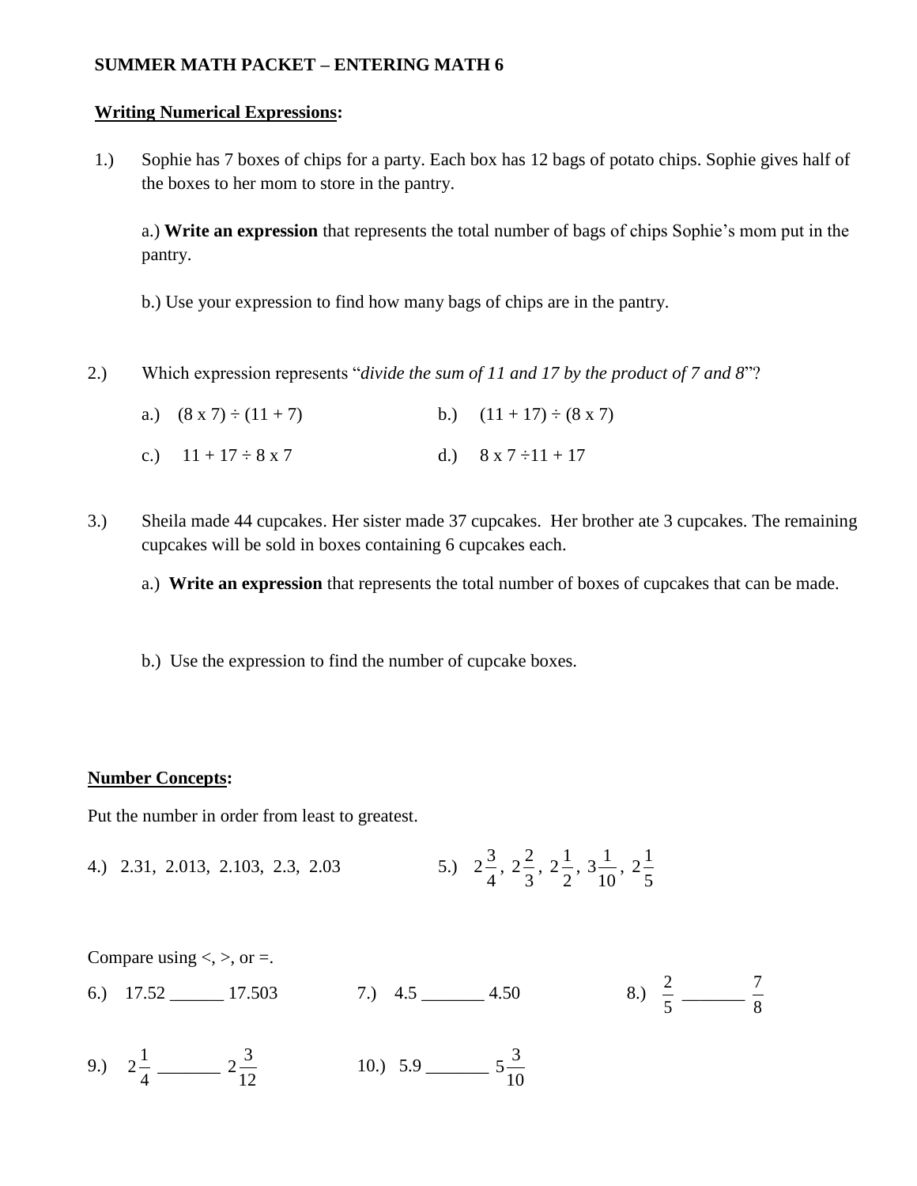**SUMMER MATH PACKET – ENTERING MATH 6**

**<u>Writing Numerical Expressions</u>:**

1.) Sophie has 7 boxes of chips for a party. Each box has 12 bags of potato chips. Sophie gives half of the boxes to her mom to store in the pantry.

a.) **Write an expression** that represents the total number of bags of chips Sophie's mom put in the pantry.

b.) Use your expression to find how many bags of chips are in the pantry.

2.) Which expression represents "*divide the sum of 11 and 17 by the product of 7 and 8*"?

a.) (8 x 7) ÷ (11 + 7) b.) (11 + 17) ÷ (8 x 7)

c.) 11 + 17 ÷ 8 x 7 d.) 8 x 7 ÷11 + 17

3.) Sheila made 44 cupcakes. Her sister made 37 cupcakes. Her brother ate 3 cupcakes. The remaining cupcakes will be sold in boxes containing 6 cupcakes each.

a.) **Write an expression** that represents the total number of boxes of cupcakes that can be made.

b.) Use the expression to find the number of cupcake boxes.

**<u>Number Concepts</u>:**

Put the number in order from least to greatest.

4.) 2.31, 2.013, 2.103, 2.3, 2.03

5.) $2\frac{3}{4}$, $2\frac{2}{3}$, $2\frac{1}{2}$, $3\frac{1}{10}$, $2\frac{1}{5}$

Compare using <, >, or =.

6.) 17.52 ______ 17.503

7.) 4.5 _______ 4.50

8.) $\frac{2}{5}$ _______ $\frac{7}{8}$

9.) $2\frac{1}{4}$ _______ $2\frac{3}{12}$

10.) 5.9 _______ $5\frac{3}{10}$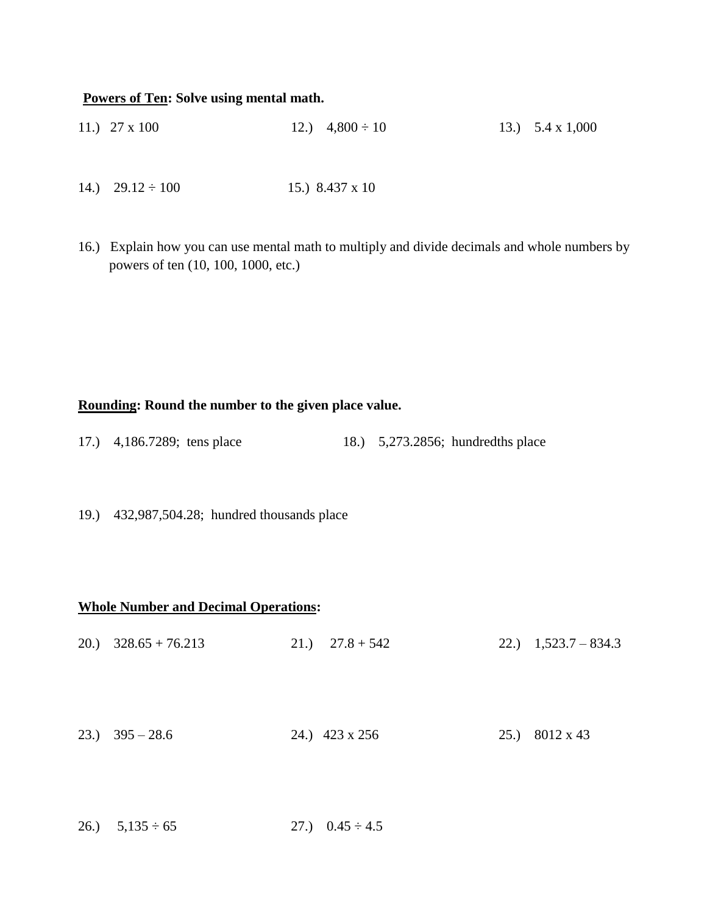**<u>Powers of Ten</u>: Solve using mental math.**

11.) 27 x 100

12.) 4,800 ÷ 10

13.) 5.4 x 1,000

14.) 29.12 ÷ 100

15.) 8.437 x 10

16.) Explain how you can use mental math to multiply and divide decimals and whole numbers by powers of ten (10, 100, 1000, etc.)

**<u>Rounding</u>: Round the number to the given place value.**

17.) 4,186.7289; tens place

18.) 5,273.2856; hundredths place

19.) 432,987,504.28; hundred thousands place

**<u>Whole Number and Decimal Operations</u>:**

20.) 328.65 + 76.213

21.) 27.8 + 542

22.) 1,523.7 – 834.3

23.) 395 – 28.6

24.) 423 x 256

25.) 8012 x 43

26.) 5,135 ÷ 65

27.) 0.45 ÷ 4.5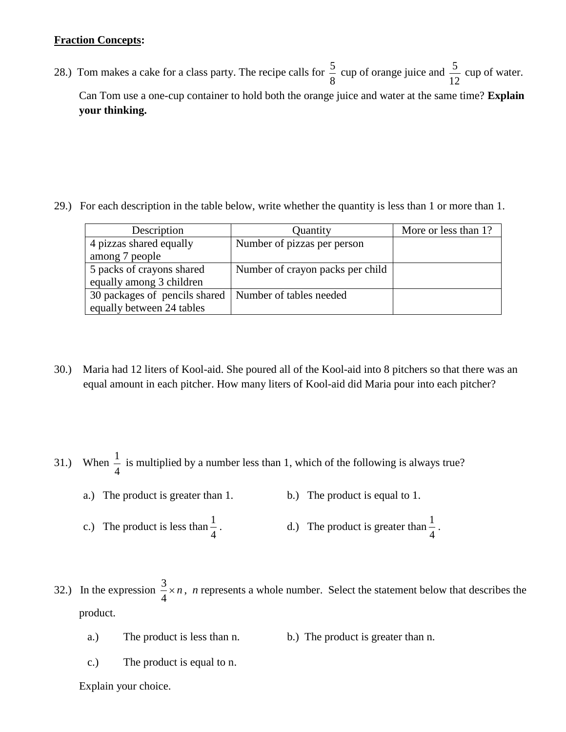**<u>Fraction Concepts</u>:**

28.) Tom makes a cake for a class party. The recipe calls for $\frac{5}{8}$ cup of orange juice and $\frac{5}{12}$ cup of water. Can Tom use a one-cup container to hold both the orange juice and water at the same time? **Explain your thinking.**

29.) For each description in the table below, write whether the quantity is less than 1 or more than 1.

| Description | Quantity | More or less than 1? |
| --- | --- | --- |
| 4 pizzas shared equally among 7 people | Number of pizzas per person | |
| 5 packs of crayons shared equally among 3 children | Number of crayon packs per child | |
| 30 packages of pencils shared equally between 24 tables | Number of tables needed | |

30.) Maria had 12 liters of Kool-aid. She poured all of the Kool-aid into 8 pitchers so that there was an equal amount in each pitcher. How many liters of Kool-aid did Maria pour into each pitcher?

31.) When $\frac{1}{4}$ is multiplied by a number less than 1, which of the following is always true?

a.) The product is greater than 1.

b.) The product is equal to 1.

c.) The product is less than $\frac{1}{4}$.

d.) The product is greater than $\frac{1}{4}$.

32.) In the expression $\frac{3}{4} \times n$, $n$ represents a whole number. Select the statement below that describes the product.

a.) The product is less than n.

b.) The product is greater than n.

c.) The product is equal to n.

Explain your choice.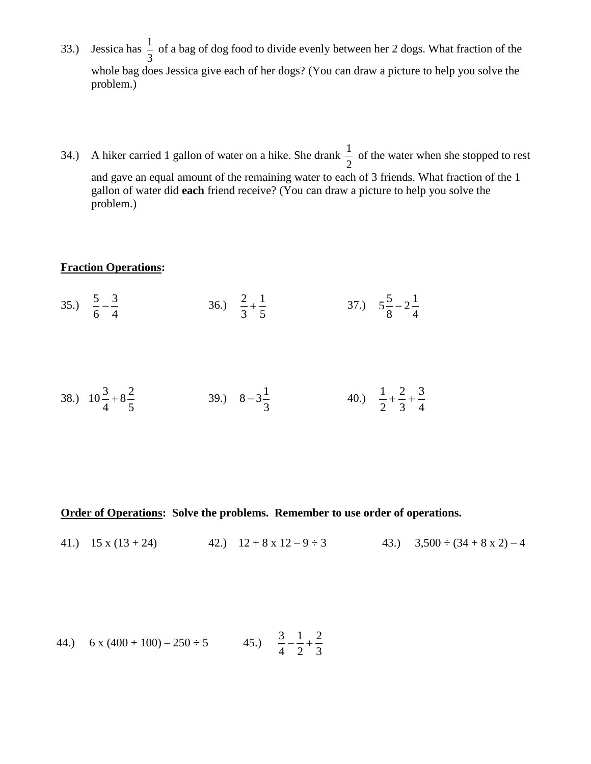33.) Jessica has $\frac{1}{3}$ of a bag of dog food to divide evenly between her 2 dogs. What fraction of the whole bag does Jessica give each of her dogs? (You can draw a picture to help you solve the problem.)

34.) A hiker carried 1 gallon of water on a hike. She drank $\frac{1}{2}$ of the water when she stopped to rest and gave an equal amount of the remaining water to each of 3 friends. What fraction of the 1 gallon of water did **each** friend receive? (You can draw a picture to help you solve the problem.)

**<u>Fraction Operations</u>:**

35.) $\frac{5}{6} - \frac{3}{4}$

36.) $\frac{2}{3} + \frac{1}{5}$

37.) $5\frac{5}{8} - 2\frac{1}{4}$

38.) $10\frac{3}{4} + 8\frac{2}{5}$

39.) $8 - 3\frac{1}{3}$

40.) $\frac{1}{2} + \frac{2}{3} + \frac{3}{4}$

**<u>Order of Operations</u>: Solve the problems. Remember to use order of operations.**

41.) 15 x (13 + 24)

42.) 12 + 8 x 12 – 9 ÷ 3

43.) 3,500 ÷ (34 + 8 x 2) – 4

44.) 6 x (400 + 100) – 250 ÷ 5

45.) $\frac{3}{4} - \frac{1}{2} + \frac{2}{3}$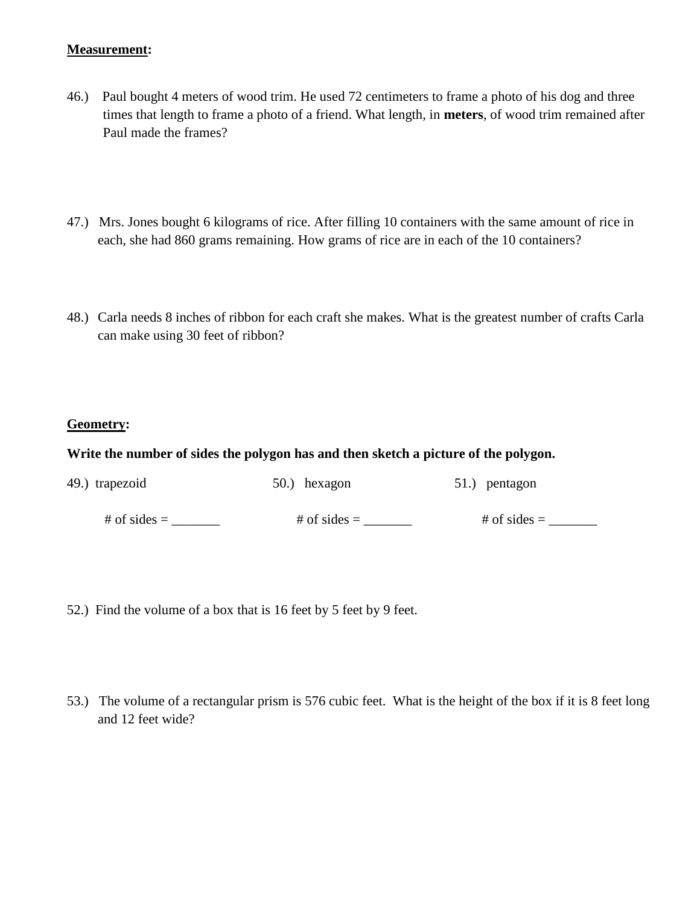**Measurement:**

46.) Paul bought 4 meters of wood trim. He used 72 centimeters to frame a photo of his dog and three times that length to frame a photo of a friend. What length, in **meters**, of wood trim remained after Paul made the frames?

47.) Mrs. Jones bought 6 kilograms of rice. After filling 10 containers with the same amount of rice in each, she had 860 grams remaining. How grams of rice are in each of the 10 containers?

48.) Carla needs 8 inches of ribbon for each craft she makes. What is the greatest number of crafts Carla can make using 30 feet of ribbon?

**Geometry:**

**Write the number of sides the polygon has and then sketch a picture of the polygon.**

49.) trapezoid

# of sides = _______

50.) hexagon

# of sides = _______

51.) pentagon

# of sides = _______

52.) Find the volume of a box that is 16 feet by 5 feet by 9 feet.

53.) The volume of a rectangular prism is 576 cubic feet. What is the height of the box if it is 8 feet long and 12 feet wide?